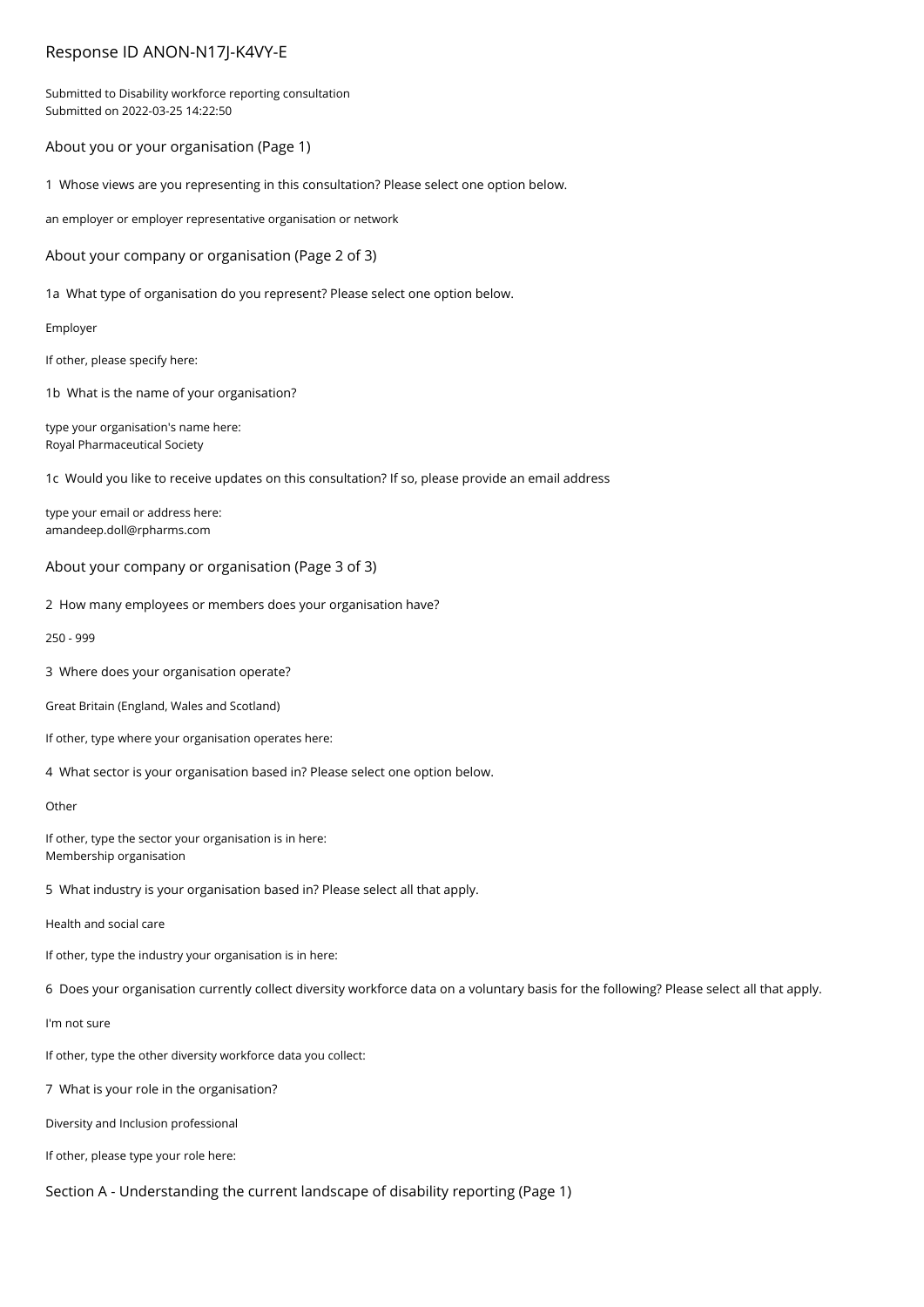# Response ID ANON-N17J-K4VY-E

Submitted to Disability workforce reporting consultation
Submitted on 2022-03-25 14:22:50

## About you or your organisation (Page 1)

1 Whose views are you representing in this consultation? Please select one option below.

an employer or employer representative organisation or network

## About your company or organisation (Page 2 of 3)

1a What type of organisation do you represent? Please select one option below.

Employer

If other, please specify here:

1b What is the name of your organisation?

type your organisation's name here:
Royal Pharmaceutical Society

1c Would you like to receive updates on this consultation? If so, please provide an email address

type your email or address here:
amandeep.doll@rpharms.com

## About your company or organisation (Page 3 of 3)

2 How many employees or members does your organisation have?

250 - 999

3 Where does your organisation operate?

Great Britain (England, Wales and Scotland)

If other, type where your organisation operates here:

4 What sector is your organisation based in? Please select one option below.

Other

If other, type the sector your organisation is in here:
Membership organisation

5 What industry is your organisation based in? Please select all that apply.

Health and social care

If other, type the industry your organisation is in here:

6 Does your organisation currently collect diversity workforce data on a voluntary basis for the following? Please select all that apply.

I'm not sure

If other, type the other diversity workforce data you collect:

7 What is your role in the organisation?

Diversity and Inclusion professional

If other, please type your role here:

## Section A - Understanding the current landscape of disability reporting (Page 1)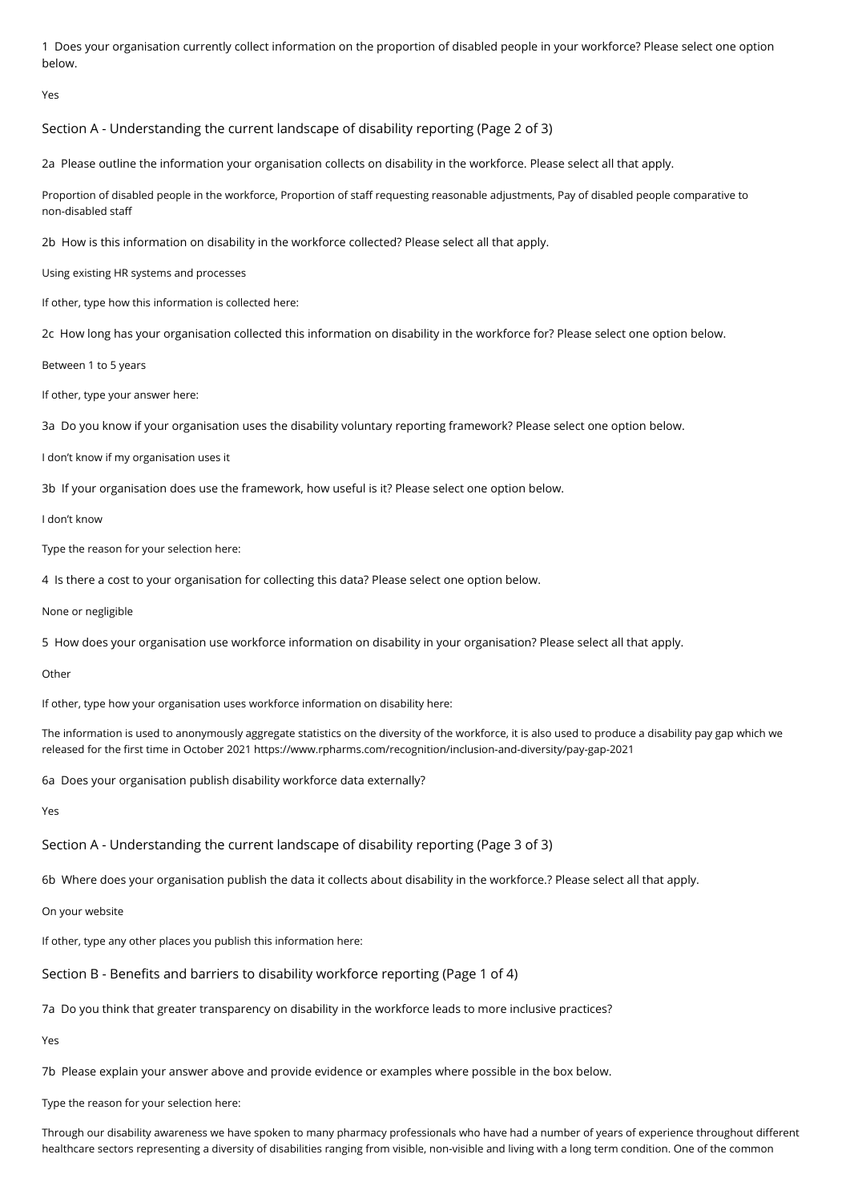1 Does your organisation currently collect information on the proportion of disabled people in your workforce? Please select one option below.

Yes

## Section A - Understanding the current landscape of disability reporting (Page 2 of 3)

2a Please outline the information your organisation collects on disability in the workforce. Please select all that apply.

Proportion of disabled people in the workforce, Proportion of staff requesting reasonable adjustments, Pay of disabled people comparative to non-disabled staff

2b How is this information on disability in the workforce collected? Please select all that apply.

Using existing HR systems and processes

If other, type how this information is collected here:

2c How long has your organisation collected this information on disability in the workforce for? Please select one option below.

Between 1 to 5 years

If other, type your answer here:

3a Do you know if your organisation uses the disability voluntary reporting framework? Please select one option below.

I don't know if my organisation uses it

3b If your organisation does use the framework, how useful is it? Please select one option below.

I don't know

Type the reason for your selection here:

4 Is there a cost to your organisation for collecting this data? Please select one option below.

None or negligible

5 How does your organisation use workforce information on disability in your organisation? Please select all that apply.

Other

If other, type how your organisation uses workforce information on disability here:

The information is used to anonymously aggregate statistics on the diversity of the workforce, it is also used to produce a disability pay gap which we released for the first time in October 2021 https://www.rpharms.com/recognition/inclusion-and-diversity/pay-gap-2021

6a Does your organisation publish disability workforce data externally?

Yes

## Section A - Understanding the current landscape of disability reporting (Page 3 of 3)

6b Where does your organisation publish the data it collects about disability in the workforce.? Please select all that apply.

On your website

If other, type any other places you publish this information here:

## Section B - Benefits and barriers to disability workforce reporting (Page 1 of 4)

7a Do you think that greater transparency on disability in the workforce leads to more inclusive practices?

Yes

7b Please explain your answer above and provide evidence or examples where possible in the box below.

Type the reason for your selection here:

Through our disability awareness we have spoken to many pharmacy professionals who have had a number of years of experience throughout different healthcare sectors representing a diversity of disabilities ranging from visible, non-visible and living with a long term condition. One of the common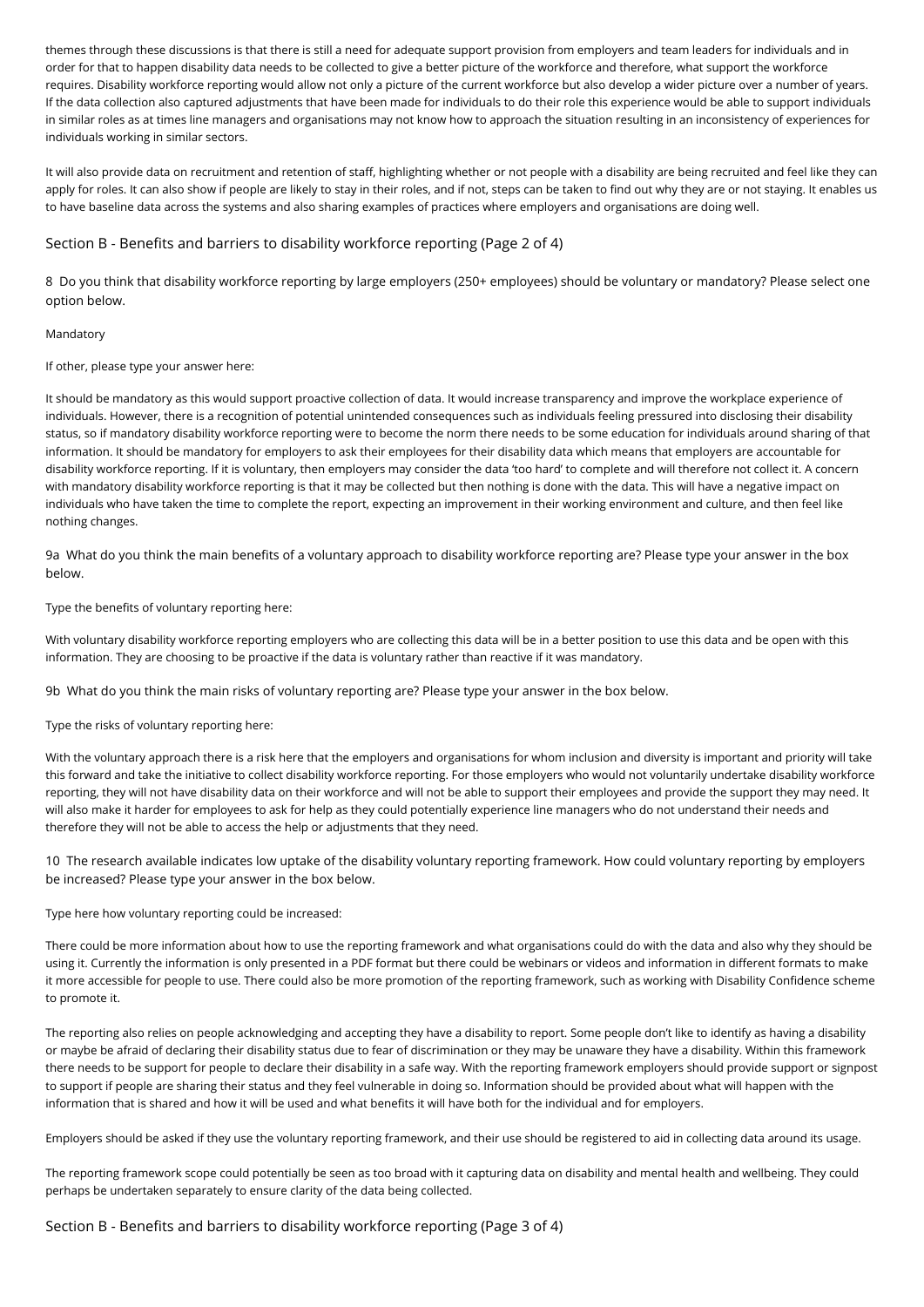themes through these discussions is that there is still a need for adequate support provision from employers and team leaders for individuals and in order for that to happen disability data needs to be collected to give a better picture of the workforce and therefore, what support the workforce requires. Disability workforce reporting would allow not only a picture of the current workforce but also develop a wider picture over a number of years. If the data collection also captured adjustments that have been made for individuals to do their role this experience would be able to support individuals in similar roles as at times line managers and organisations may not know how to approach the situation resulting in an inconsistency of experiences for individuals working in similar sectors.

It will also provide data on recruitment and retention of staff, highlighting whether or not people with a disability are being recruited and feel like they can apply for roles. It can also show if people are likely to stay in their roles, and if not, steps can be taken to find out why they are or not staying. It enables us to have baseline data across the systems and also sharing examples of practices where employers and organisations are doing well.

## Section B - Benefits and barriers to disability workforce reporting (Page 2 of 4)

8 Do you think that disability workforce reporting by large employers (250+ employees) should be voluntary or mandatory? Please select one option below.

Mandatory

If other, please type your answer here:

It should be mandatory as this would support proactive collection of data. It would increase transparency and improve the workplace experience of individuals. However, there is a recognition of potential unintended consequences such as individuals feeling pressured into disclosing their disability status, so if mandatory disability workforce reporting were to become the norm there needs to be some education for individuals around sharing of that information. It should be mandatory for employers to ask their employees for their disability data which means that employers are accountable for disability workforce reporting. If it is voluntary, then employers may consider the data 'too hard' to complete and will therefore not collect it. A concern with mandatory disability workforce reporting is that it may be collected but then nothing is done with the data. This will have a negative impact on individuals who have taken the time to complete the report, expecting an improvement in their working environment and culture, and then feel like nothing changes.

9a What do you think the main benefits of a voluntary approach to disability workforce reporting are? Please type your answer in the box below.

Type the benefits of voluntary reporting here:

With voluntary disability workforce reporting employers who are collecting this data will be in a better position to use this data and be open with this information. They are choosing to be proactive if the data is voluntary rather than reactive if it was mandatory.

9b What do you think the main risks of voluntary reporting are? Please type your answer in the box below.

Type the risks of voluntary reporting here:

With the voluntary approach there is a risk here that the employers and organisations for whom inclusion and diversity is important and priority will take this forward and take the initiative to collect disability workforce reporting. For those employers who would not voluntarily undertake disability workforce reporting, they will not have disability data on their workforce and will not be able to support their employees and provide the support they may need. It will also make it harder for employees to ask for help as they could potentially experience line managers who do not understand their needs and therefore they will not be able to access the help or adjustments that they need.

10 The research available indicates low uptake of the disability voluntary reporting framework. How could voluntary reporting by employers be increased? Please type your answer in the box below.

Type here how voluntary reporting could be increased:

There could be more information about how to use the reporting framework and what organisations could do with the data and also why they should be using it. Currently the information is only presented in a PDF format but there could be webinars or videos and information in different formats to make it more accessible for people to use. There could also be more promotion of the reporting framework, such as working with Disability Confidence scheme to promote it.

The reporting also relies on people acknowledging and accepting they have a disability to report. Some people don't like to identify as having a disability or maybe be afraid of declaring their disability status due to fear of discrimination or they may be unaware they have a disability. Within this framework there needs to be support for people to declare their disability in a safe way. With the reporting framework employers should provide support or signpost to support if people are sharing their status and they feel vulnerable in doing so. Information should be provided about what will happen with the information that is shared and how it will be used and what benefits it will have both for the individual and for employers.

Employers should be asked if they use the voluntary reporting framework, and their use should be registered to aid in collecting data around its usage.

The reporting framework scope could potentially be seen as too broad with it capturing data on disability and mental health and wellbeing. They could perhaps be undertaken separately to ensure clarity of the data being collected.

## Section B - Benefits and barriers to disability workforce reporting (Page 3 of 4)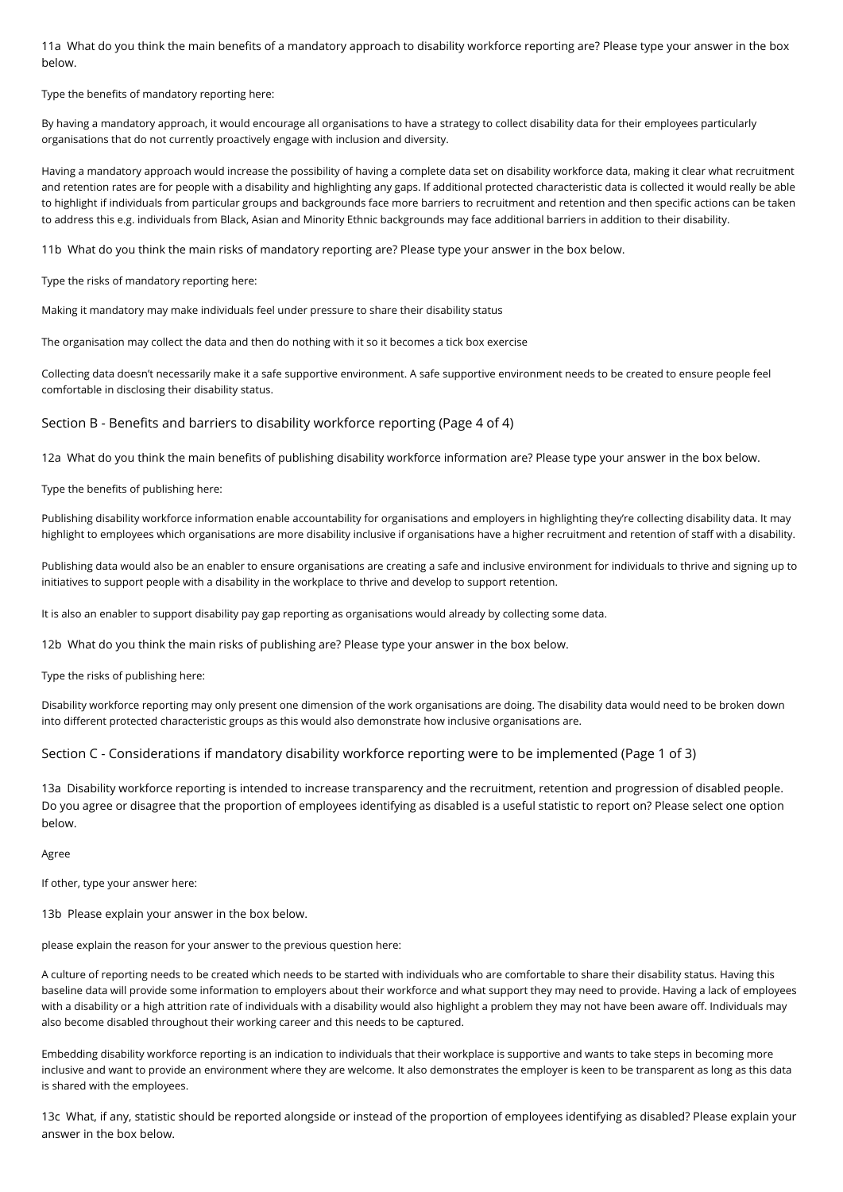11a What do you think the main benefits of a mandatory approach to disability workforce reporting are? Please type your answer in the box below.

Type the benefits of mandatory reporting here:

By having a mandatory approach, it would encourage all organisations to have a strategy to collect disability data for their employees particularly organisations that do not currently proactively engage with inclusion and diversity.

Having a mandatory approach would increase the possibility of having a complete data set on disability workforce data, making it clear what recruitment and retention rates are for people with a disability and highlighting any gaps. If additional protected characteristic data is collected it would really be able to highlight if individuals from particular groups and backgrounds face more barriers to recruitment and retention and then specific actions can be taken to address this e.g. individuals from Black, Asian and Minority Ethnic backgrounds may face additional barriers in addition to their disability.

11b What do you think the main risks of mandatory reporting are? Please type your answer in the box below.

Type the risks of mandatory reporting here:

Making it mandatory may make individuals feel under pressure to share their disability status

The organisation may collect the data and then do nothing with it so it becomes a tick box exercise

Collecting data doesn't necessarily make it a safe supportive environment. A safe supportive environment needs to be created to ensure people feel comfortable in disclosing their disability status.

## Section B - Benefits and barriers to disability workforce reporting (Page 4 of 4)

12a What do you think the main benefits of publishing disability workforce information are? Please type your answer in the box below.

Type the benefits of publishing here:

Publishing disability workforce information enable accountability for organisations and employers in highlighting they're collecting disability data. It may highlight to employees which organisations are more disability inclusive if organisations have a higher recruitment and retention of staff with a disability.

Publishing data would also be an enabler to ensure organisations are creating a safe and inclusive environment for individuals to thrive and signing up to initiatives to support people with a disability in the workplace to thrive and develop to support retention.

It is also an enabler to support disability pay gap reporting as organisations would already by collecting some data.

12b What do you think the main risks of publishing are? Please type your answer in the box below.

Type the risks of publishing here:

Disability workforce reporting may only present one dimension of the work organisations are doing. The disability data would need to be broken down into different protected characteristic groups as this would also demonstrate how inclusive organisations are.

## Section C - Considerations if mandatory disability workforce reporting were to be implemented (Page 1 of 3)

13a Disability workforce reporting is intended to increase transparency and the recruitment, retention and progression of disabled people. Do you agree or disagree that the proportion of employees identifying as disabled is a useful statistic to report on? Please select one option below.

Agree

If other, type your answer here:

13b Please explain your answer in the box below.

please explain the reason for your answer to the previous question here:

A culture of reporting needs to be created which needs to be started with individuals who are comfortable to share their disability status. Having this baseline data will provide some information to employers about their workforce and what support they may need to provide. Having a lack of employees with a disability or a high attrition rate of individuals with a disability would also highlight a problem they may not have been aware off. Individuals may also become disabled throughout their working career and this needs to be captured.

Embedding disability workforce reporting is an indication to individuals that their workplace is supportive and wants to take steps in becoming more inclusive and want to provide an environment where they are welcome. It also demonstrates the employer is keen to be transparent as long as this data is shared with the employees.

13c What, if any, statistic should be reported alongside or instead of the proportion of employees identifying as disabled? Please explain your answer in the box below.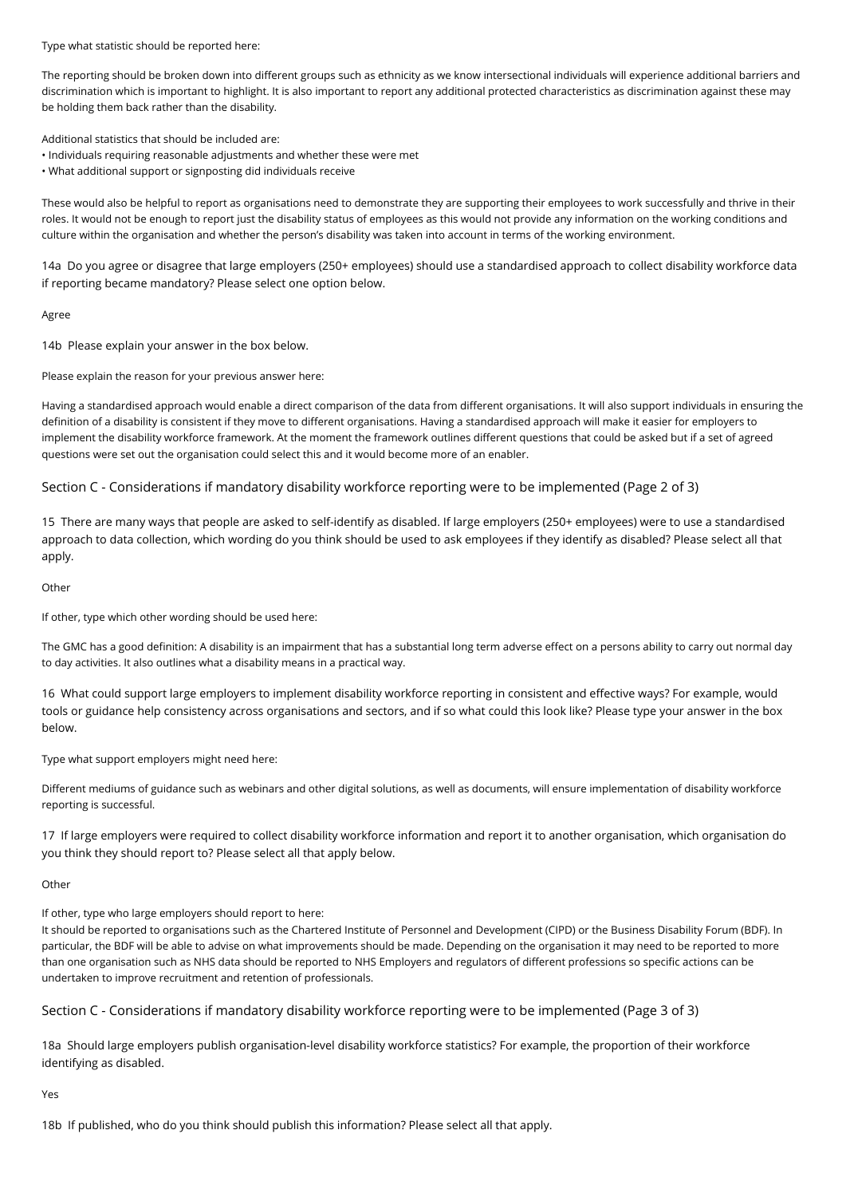Type what statistic should be reported here:

The reporting should be broken down into different groups such as ethnicity as we know intersectional individuals will experience additional barriers and discrimination which is important to highlight. It is also important to report any additional protected characteristics as discrimination against these may be holding them back rather than the disability.

Additional statistics that should be included are:

- Individuals requiring reasonable adjustments and whether these were met
- What additional support or signposting did individuals receive

These would also be helpful to report as organisations need to demonstrate they are supporting their employees to work successfully and thrive in their roles. It would not be enough to report just the disability status of employees as this would not provide any information on the working conditions and culture within the organisation and whether the person's disability was taken into account in terms of the working environment.

14a Do you agree or disagree that large employers (250+ employees) should use a standardised approach to collect disability workforce data if reporting became mandatory? Please select one option below.

Agree

14b Please explain your answer in the box below.

Please explain the reason for your previous answer here:

Having a standardised approach would enable a direct comparison of the data from different organisations. It will also support individuals in ensuring the definition of a disability is consistent if they move to different organisations. Having a standardised approach will make it easier for employers to implement the disability workforce framework. At the moment the framework outlines different questions that could be asked but if a set of agreed questions were set out the organisation could select this and it would become more of an enabler.

## Section C - Considerations if mandatory disability workforce reporting were to be implemented (Page 2 of 3)

15 There are many ways that people are asked to self-identify as disabled. If large employers (250+ employees) were to use a standardised approach to data collection, which wording do you think should be used to ask employees if they identify as disabled? Please select all that apply.

Other

If other, type which other wording should be used here:

The GMC has a good definition: A disability is an impairment that has a substantial long term adverse effect on a persons ability to carry out normal day to day activities. It also outlines what a disability means in a practical way.

16 What could support large employers to implement disability workforce reporting in consistent and effective ways? For example, would tools or guidance help consistency across organisations and sectors, and if so what could this look like? Please type your answer in the box below.

Type what support employers might need here:

Different mediums of guidance such as webinars and other digital solutions, as well as documents, will ensure implementation of disability workforce reporting is successful.

17 If large employers were required to collect disability workforce information and report it to another organisation, which organisation do you think they should report to? Please select all that apply below.

Other

If other, type who large employers should report to here:

It should be reported to organisations such as the Chartered Institute of Personnel and Development (CIPD) or the Business Disability Forum (BDF). In particular, the BDF will be able to advise on what improvements should be made. Depending on the organisation it may need to be reported to more than one organisation such as NHS data should be reported to NHS Employers and regulators of different professions so specific actions can be undertaken to improve recruitment and retention of professionals.

## Section C - Considerations if mandatory disability workforce reporting were to be implemented (Page 3 of 3)

18a Should large employers publish organisation-level disability workforce statistics? For example, the proportion of their workforce identifying as disabled.

Yes

18b If published, who do you think should publish this information? Please select all that apply.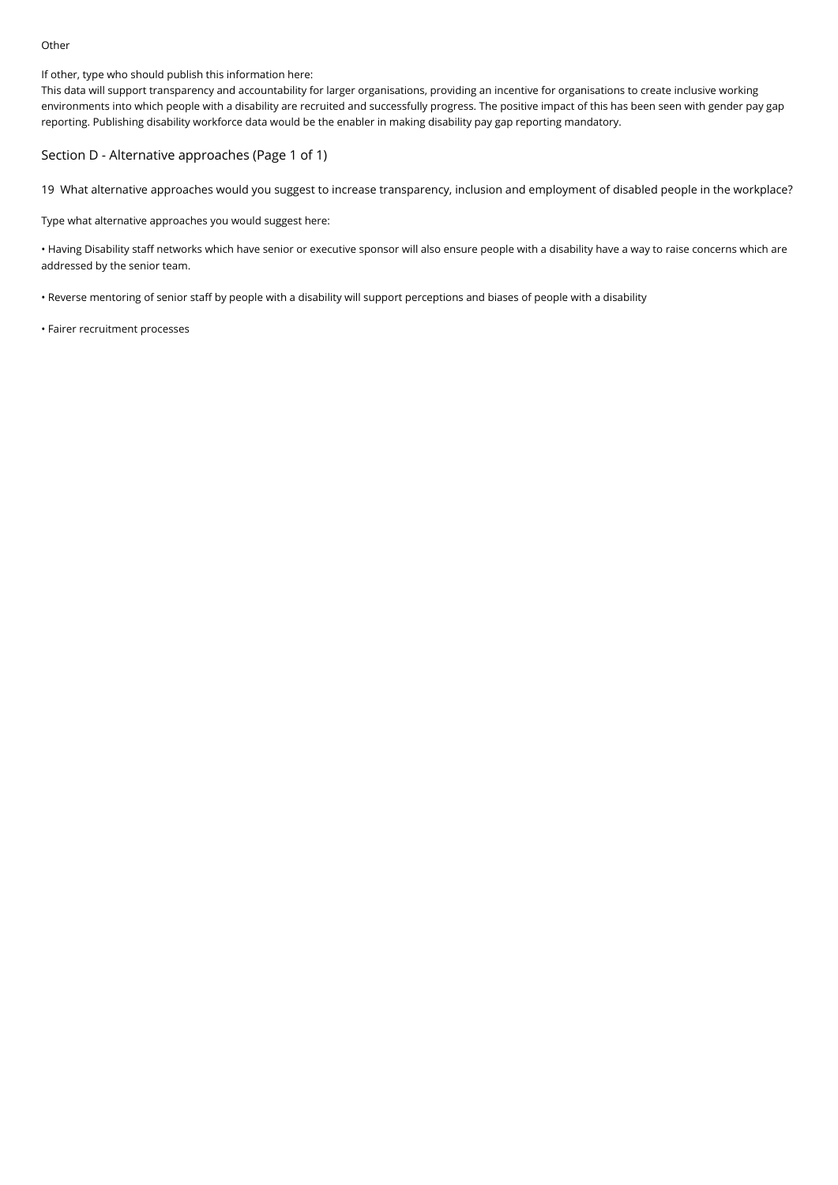Other

If other, type who should publish this information here:

This data will support transparency and accountability for larger organisations, providing an incentive for organisations to create inclusive working environments into which people with a disability are recruited and successfully progress. The positive impact of this has been seen with gender pay gap reporting. Publishing disability workforce data would be the enabler in making disability pay gap reporting mandatory.

## Section D - Alternative approaches (Page 1 of 1)

19 What alternative approaches would you suggest to increase transparency, inclusion and employment of disabled people in the workplace?

Type what alternative approaches you would suggest here:

• Having Disability staff networks which have senior or executive sponsor will also ensure people with a disability have a way to raise concerns which are addressed by the senior team.

• Reverse mentoring of senior staff by people with a disability will support perceptions and biases of people with a disability

• Fairer recruitment processes